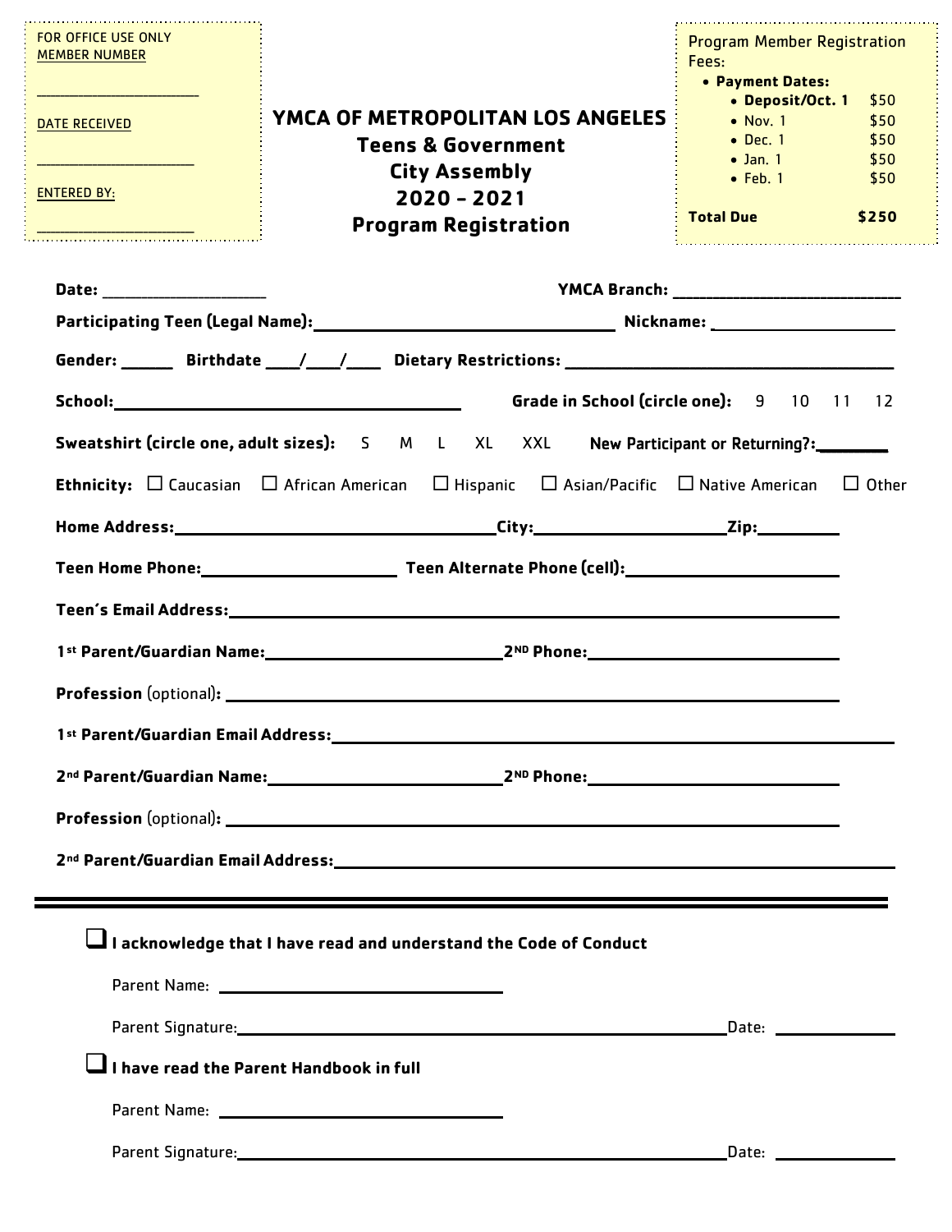FOR OFFICE USE ONLY
MEMBER NUMBER

______________________

DATE RECEIVED

______________________

ENTERED BY:

______________________

# YMCA OF METROPOLITAN LOS ANGELES

## Teens & Government
## City Assembly
## 2020 – 2021
## Program Registration

Program Member Registration Fees:

- **Payment Dates:**
  - **Deposit/Oct. 1** $50
  - Nov. 1 $50
  - Dec. 1 $50
  - Jan. 1 $50
  - Feb. 1 $50

**Total Due** **$250**

**Date:** ____________________ **YMCA Branch:** ______________________________

**Participating Teen (Legal Name):** ______________________________ **Nickname:** ____________________

**Gender:** ______ **Birthdate** ____/____/____ **Dietary Restrictions:** ______________________________

**School:** ______________________________ **Grade in School (circle one):** 9 10 11 12

**Sweatshirt (circle one, adult sizes):** S M L XL XXL **New Participant or Returning?:** ________

**Ethnicity:** ☐ Caucasian ☐ African American ☐ Hispanic ☐ Asian/Pacific ☐ Native American ☐ Other

**Home Address:** ______________________________ **City:** ____________________ **Zip:** __________

**Teen Home Phone:** ____________________ **Teen Alternate Phone (cell):** ____________________

**Teen's Email Address:** ______________________________

**1st Parent/Guardian Name:** ______________________________ **2ND Phone:** ______________________________

**Profession** (optional)**:** ______________________________

**1st Parent/Guardian Email Address:** ______________________________

**2nd Parent/Guardian Name:** ______________________________ **2ND Phone:** ______________________________

**Profession** (optional)**:** ______________________________

**2nd Parent/Guardian Email Address:** ______________________________

---

☐ **I acknowledge that I have read and understand the Code of Conduct**

Parent Name: ______________________________

Parent Signature: ______________________________ Date: ______________

☐ **I have read the Parent Handbook in full**

Parent Name: ______________________________

Parent Signature: ______________________________ Date: ______________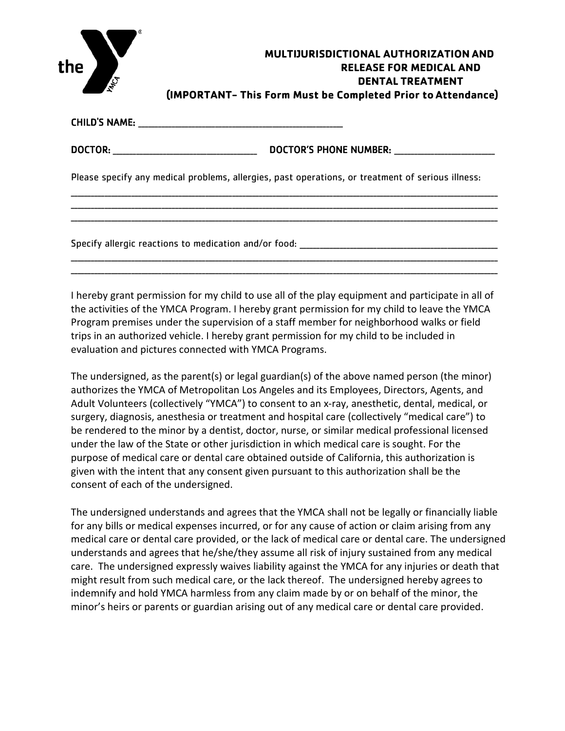# MULTIJURISDICTIONAL AUTHORIZATION AND RELEASE FOR MEDICAL AND DENTAL TREATMENT

**(IMPORTANT– This Form Must be Completed Prior to Attendance)**

**CHILD'S NAME:** ________________________________________

**DOCTOR:** ____________________________ **DOCTOR'S PHONE NUMBER:** ___________________

Please specify any medical problems, allergies, past operations, or treatment of serious illness:

________________________________________________________________________________________

________________________________________________________________________________________

________________________________________________________________________________________

Specify allergic reactions to medication and/or food: _______________________________________

________________________________________________________________________________________

________________________________________________________________________________________

I hereby grant permission for my child to use all of the play equipment and participate in all of the activities of the YMCA Program. I hereby grant permission for my child to leave the YMCA Program premises under the supervision of a staff member for neighborhood walks or field trips in an authorized vehicle. I hereby grant permission for my child to be included in evaluation and pictures connected with YMCA Programs.

The undersigned, as the parent(s) or legal guardian(s) of the above named person (the minor) authorizes the YMCA of Metropolitan Los Angeles and its Employees, Directors, Agents, and Adult Volunteers (collectively "YMCA") to consent to an x-ray, anesthetic, dental, medical, or surgery, diagnosis, anesthesia or treatment and hospital care (collectively "medical care") to be rendered to the minor by a dentist, doctor, nurse, or similar medical professional licensed under the law of the State or other jurisdiction in which medical care is sought. For the purpose of medical care or dental care obtained outside of California, this authorization is given with the intent that any consent given pursuant to this authorization shall be the consent of each of the undersigned.

The undersigned understands and agrees that the YMCA shall not be legally or financially liable for any bills or medical expenses incurred, or for any cause of action or claim arising from any medical care or dental care provided, or the lack of medical care or dental care. The undersigned understands and agrees that he/she/they assume all risk of injury sustained from any medical care. The undersigned expressly waives liability against the YMCA for any injuries or death that might result from such medical care, or the lack thereof. The undersigned hereby agrees to indemnify and hold YMCA harmless from any claim made by or on behalf of the minor, the minor's heirs or parents or guardian arising out of any medical care or dental care provided.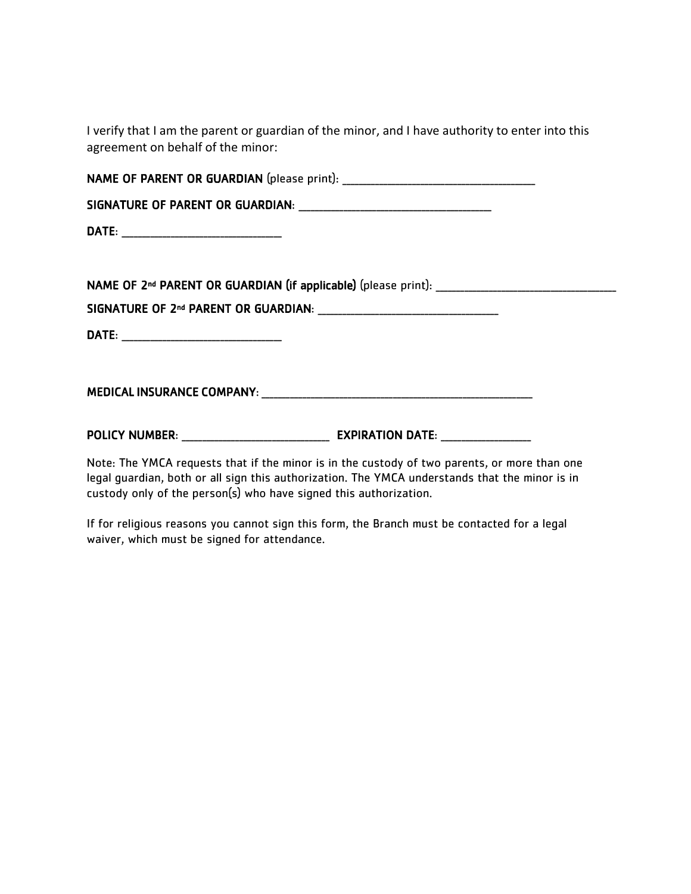I verify that I am the parent or guardian of the minor, and I have authority to enter into this agreement on behalf of the minor:

**NAME OF PARENT OR GUARDIAN** (please print): ______________________________

**SIGNATURE OF PARENT OR GUARDIAN**: ______________________________

**DATE**: ________________________

**NAME OF 2nd PARENT OR GUARDIAN (if applicable)** (please print): ______________________________

**SIGNATURE OF 2nd PARENT OR GUARDIAN**: ____________________________

**DATE**: ________________________

**MEDICAL INSURANCE COMPANY**: __________________________________________

**POLICY NUMBER**: ______________________ **EXPIRATION DATE**: _____________

Note: The YMCA requests that if the minor is in the custody of two parents, or more than one legal guardian, both or all sign this authorization. The YMCA understands that the minor is in custody only of the person(s) who have signed this authorization.

If for religious reasons you cannot sign this form, the Branch must be contacted for a legal waiver, which must be signed for attendance.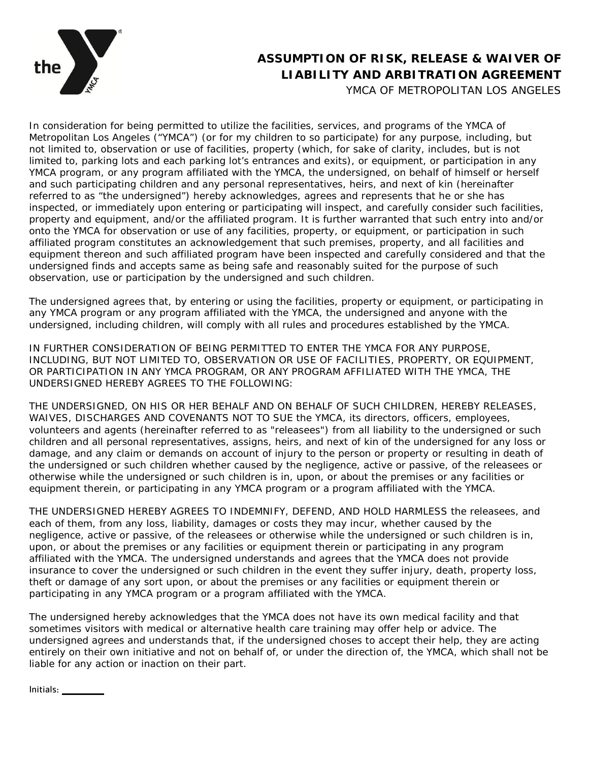# ASSUMPTION OF RISK, RELEASE & WAIVER OF LIABILITY AND ARBITRATION AGREEMENT

YMCA OF METROPOLITAN LOS ANGELES

In consideration for being permitted to utilize the facilities, services, and programs of the YMCA of Metropolitan Los Angeles ("YMCA") (or for my children to so participate) for any purpose, including, but not limited to, observation or use of facilities, property (which, for sake of clarity, includes, but is not limited to, parking lots and each parking lot's entrances and exits), or equipment, or participation in any YMCA program, or any program affiliated with the YMCA, the undersigned, on behalf of himself or herself and such participating children and any personal representatives, heirs, and next of kin (hereinafter referred to as "the undersigned") hereby acknowledges, agrees and represents that he or she has inspected, or immediately upon entering or participating will inspect, and carefully consider such facilities, property and equipment, and/or the affiliated program. It is further warranted that such entry into and/or onto the YMCA for observation or use of any facilities, property, or equipment, or participation in such affiliated program constitutes an acknowledgement that such premises, property, and all facilities and equipment thereon and such affiliated program have been inspected and carefully considered and that the undersigned finds and accepts same as being safe and reasonably suited for the purpose of such observation, use or participation by the undersigned and such children.

The undersigned agrees that, by entering or using the facilities, property or equipment, or participating in any YMCA program or any program affiliated with the YMCA, the undersigned and anyone with the undersigned, including children, will comply with all rules and procedures established by the YMCA.

IN FURTHER CONSIDERATION OF BEING PERMITTED TO ENTER THE YMCA FOR ANY PURPOSE, INCLUDING, BUT NOT LIMITED TO, OBSERVATION OR USE OF FACILITIES, PROPERTY, OR EQUIPMENT, OR PARTICIPATION IN ANY YMCA PROGRAM, OR ANY PROGRAM AFFILIATED WITH THE YMCA, THE UNDERSIGNED HEREBY AGREES TO THE FOLLOWING:

THE UNDERSIGNED, ON HIS OR HER BEHALF AND ON BEHALF OF SUCH CHILDREN, HEREBY RELEASES, WAIVES, DISCHARGES AND COVENANTS NOT TO SUE the YMCA, its directors, officers, employees, volunteers and agents (hereinafter referred to as "releasees") from all liability to the undersigned or such children and all personal representatives, assigns, heirs, and next of kin of the undersigned for any loss or damage, and any claim or demands on account of injury to the person or property or resulting in death of the undersigned or such children whether caused by the negligence, active or passive, of the releasees or otherwise while the undersigned or such children is in, upon, or about the premises or any facilities or equipment therein, or participating in any YMCA program or a program affiliated with the YMCA.

THE UNDERSIGNED HEREBY AGREES TO INDEMNIFY, DEFEND, AND HOLD HARMLESS the releasees, and each of them, from any loss, liability, damages or costs they may incur, whether caused by the negligence, active or passive, of the releasees or otherwise while the undersigned or such children is in, upon, or about the premises or any facilities or equipment therein or participating in any program affiliated with the YMCA. The undersigned understands and agrees that the YMCA does not provide insurance to cover the undersigned or such children in the event they suffer injury, death, property loss, theft or damage of any sort upon, or about the premises or any facilities or equipment therein or participating in any YMCA program or a program affiliated with the YMCA.

The undersigned hereby acknowledges that the YMCA does not have its own medical facility and that sometimes visitors with medical or alternative health care training may offer help or advice. The undersigned agrees and understands that, if the undersigned choses to accept their help, they are acting entirely on their own initiative and not on behalf of, or under the direction of, the YMCA, which shall not be liable for any action or inaction on their part.

Initials: ________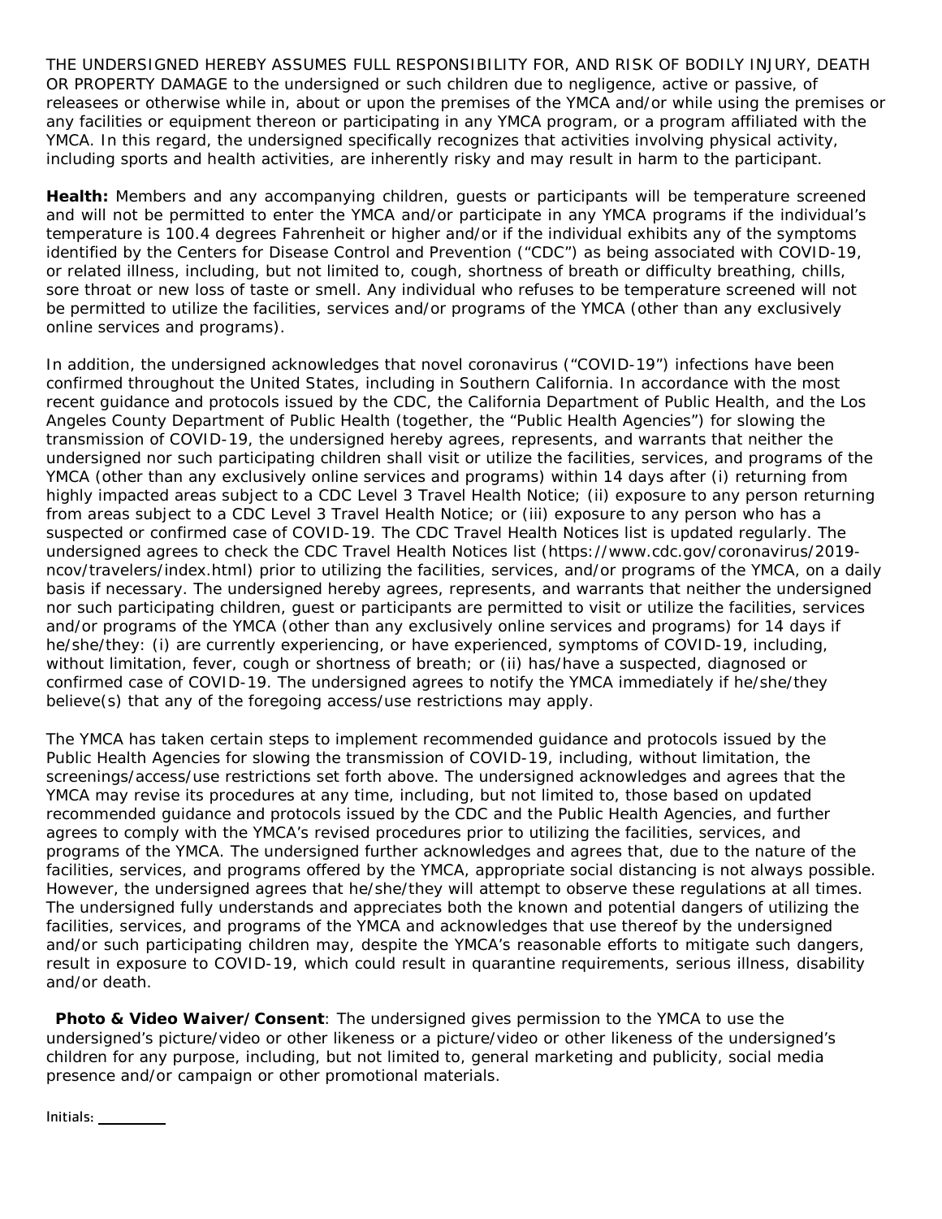THE UNDERSIGNED HEREBY ASSUMES FULL RESPONSIBILITY FOR, AND RISK OF BODILY INJURY, DEATH OR PROPERTY DAMAGE to the undersigned or such children due to negligence, active or passive, of releasees or otherwise while in, about or upon the premises of the YMCA and/or while using the premises or any facilities or equipment thereon or participating in any YMCA program, or a program affiliated with the YMCA. In this regard, the undersigned specifically recognizes that activities involving physical activity, including sports and health activities, are inherently risky and may result in harm to the participant.

**Health:** Members and any accompanying children, guests or participants will be temperature screened and will not be permitted to enter the YMCA and/or participate in any YMCA programs if the individual's temperature is 100.4 degrees Fahrenheit or higher and/or if the individual exhibits any of the symptoms identified by the Centers for Disease Control and Prevention ("CDC") as being associated with COVID-19, or related illness, including, but not limited to, cough, shortness of breath or difficulty breathing, chills, sore throat or new loss of taste or smell. Any individual who refuses to be temperature screened will not be permitted to utilize the facilities, services and/or programs of the YMCA (other than any exclusively online services and programs).

In addition, the undersigned acknowledges that novel coronavirus ("COVID-19") infections have been confirmed throughout the United States, including in Southern California. In accordance with the most recent guidance and protocols issued by the CDC, the California Department of Public Health, and the Los Angeles County Department of Public Health (together, the "Public Health Agencies") for slowing the transmission of COVID-19, the undersigned hereby agrees, represents, and warrants that neither the undersigned nor such participating children shall visit or utilize the facilities, services, and programs of the YMCA (other than any exclusively online services and programs) within 14 days after (i) returning from highly impacted areas subject to a CDC Level 3 Travel Health Notice; (ii) exposure to any person returning from areas subject to a CDC Level 3 Travel Health Notice; or (iii) exposure to any person who has a suspected or confirmed case of COVID-19. The CDC Travel Health Notices list is updated regularly. The undersigned agrees to check the CDC Travel Health Notices list (https://www.cdc.gov/coronavirus/2019-ncov/travelers/index.html) prior to utilizing the facilities, services, and/or programs of the YMCA, on a daily basis if necessary. The undersigned hereby agrees, represents, and warrants that neither the undersigned nor such participating children, guest or participants are permitted to visit or utilize the facilities, services and/or programs of the YMCA (other than any exclusively online services and programs) for 14 days if he/she/they: (i) are currently experiencing, or have experienced, symptoms of COVID-19, including, without limitation, fever, cough or shortness of breath; or (ii) has/have a suspected, diagnosed or confirmed case of COVID-19. The undersigned agrees to notify the YMCA immediately if he/she/they believe(s) that any of the foregoing access/use restrictions may apply.

The YMCA has taken certain steps to implement recommended guidance and protocols issued by the Public Health Agencies for slowing the transmission of COVID-19, including, without limitation, the screenings/access/use restrictions set forth above. The undersigned acknowledges and agrees that the YMCA may revise its procedures at any time, including, but not limited to, those based on updated recommended guidance and protocols issued by the CDC and the Public Health Agencies, and further agrees to comply with the YMCA's revised procedures prior to utilizing the facilities, services, and programs of the YMCA. The undersigned further acknowledges and agrees that, due to the nature of the facilities, services, and programs offered by the YMCA, appropriate social distancing is not always possible. However, the undersigned agrees that he/she/they will attempt to observe these regulations at all times. The undersigned fully understands and appreciates both the known and potential dangers of utilizing the facilities, services, and programs of the YMCA and acknowledges that use thereof by the undersigned and/or such participating children may, despite the YMCA's reasonable efforts to mitigate such dangers, result in exposure to COVID-19, which could result in quarantine requirements, serious illness, disability and/or death.

**Photo & Video Waiver/Consent**: The undersigned gives permission to the YMCA to use the undersigned's picture/video or other likeness or a picture/video or other likeness of the undersigned's children for any purpose, including, but not limited to, general marketing and publicity, social media presence and/or campaign or other promotional materials.

Initials: _________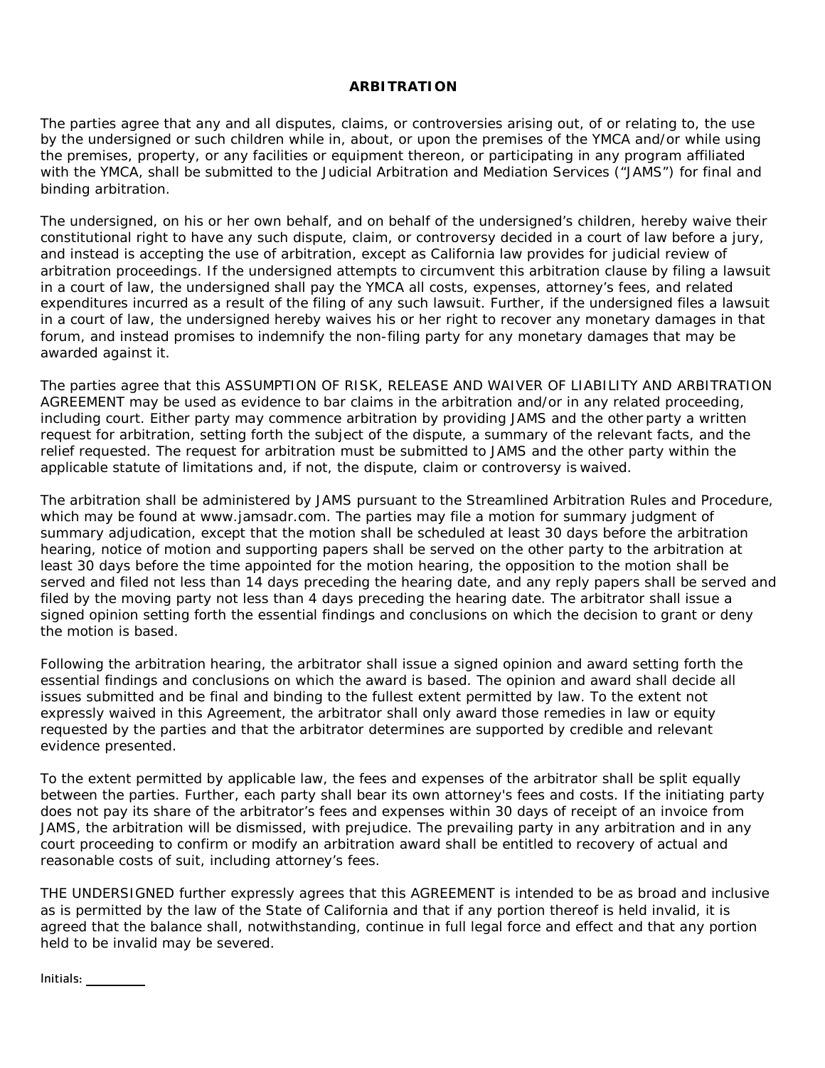## ARBITRATION

The parties agree that any and all disputes, claims, or controversies arising out, of or relating to, the use by the undersigned or such children while in, about, or upon the premises of the YMCA and/or while using the premises, property, or any facilities or equipment thereon, or participating in any program affiliated with the YMCA, shall be submitted to the Judicial Arbitration and Mediation Services ("JAMS") for final and binding arbitration.

The undersigned, on his or her own behalf, and on behalf of the undersigned's children, hereby waive their constitutional right to have any such dispute, claim, or controversy decided in a court of law before a jury, and instead is accepting the use of arbitration, except as California law provides for judicial review of arbitration proceedings. If the undersigned attempts to circumvent this arbitration clause by filing a lawsuit in a court of law, the undersigned shall pay the YMCA all costs, expenses, attorney's fees, and related expenditures incurred as a result of the filing of any such lawsuit. Further, if the undersigned files a lawsuit in a court of law, the undersigned hereby waives his or her right to recover any monetary damages in that forum, and instead promises to indemnify the non-filing party for any monetary damages that may be awarded against it.

The parties agree that this ASSUMPTION OF RISK, RELEASE AND WAIVER OF LIABILITY AND ARBITRATION AGREEMENT may be used as evidence to bar claims in the arbitration and/or in any related proceeding, including court. Either party may commence arbitration by providing JAMS and the other party a written request for arbitration, setting forth the subject of the dispute, a summary of the relevant facts, and the relief requested. The request for arbitration must be submitted to JAMS and the other party within the applicable statute of limitations and, if not, the dispute, claim or controversy is waived.

The arbitration shall be administered by JAMS pursuant to the Streamlined Arbitration Rules and Procedure, which may be found at www.jamsadr.com. The parties may file a motion for summary judgment of summary adjudication, except that the motion shall be scheduled at least 30 days before the arbitration hearing, notice of motion and supporting papers shall be served on the other party to the arbitration at least 30 days before the time appointed for the motion hearing, the opposition to the motion shall be served and filed not less than 14 days preceding the hearing date, and any reply papers shall be served and filed by the moving party not less than 4 days preceding the hearing date. The arbitrator shall issue a signed opinion setting forth the essential findings and conclusions on which the decision to grant or deny the motion is based.

Following the arbitration hearing, the arbitrator shall issue a signed opinion and award setting forth the essential findings and conclusions on which the award is based. The opinion and award shall decide all issues submitted and be final and binding to the fullest extent permitted by law. To the extent not expressly waived in this Agreement, the arbitrator shall only award those remedies in law or equity requested by the parties and that the arbitrator determines are supported by credible and relevant evidence presented.

To the extent permitted by applicable law, the fees and expenses of the arbitrator shall be split equally between the parties. Further, each party shall bear its own attorney's fees and costs. If the initiating party does not pay its share of the arbitrator's fees and expenses within 30 days of receipt of an invoice from JAMS, the arbitration will be dismissed, with prejudice. The prevailing party in any arbitration and in any court proceeding to confirm or modify an arbitration award shall be entitled to recovery of actual and reasonable costs of suit, including attorney's fees.

THE UNDERSIGNED further expressly agrees that this AGREEMENT is intended to be as broad and inclusive as is permitted by the law of the State of California and that if any portion thereof is held invalid, it is agreed that the balance shall, notwithstanding, continue in full legal force and effect and that any portion held to be invalid may be severed.

Initials: ________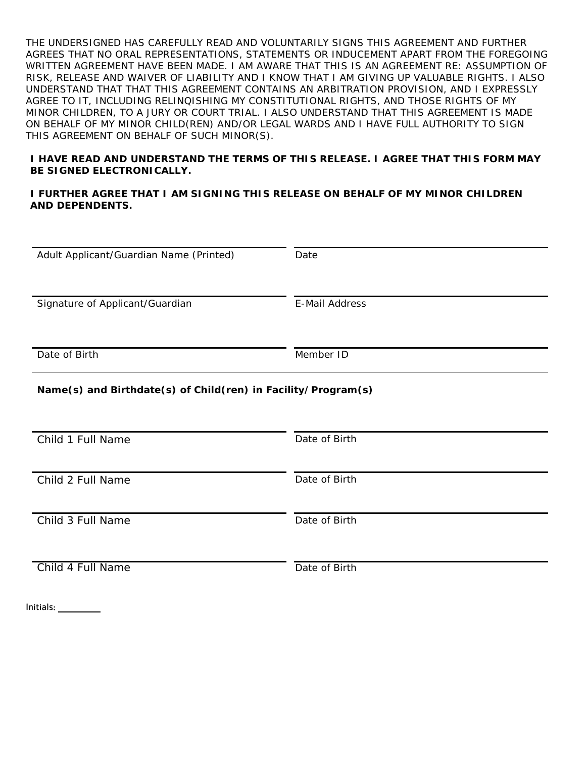THE UNDERSIGNED HAS CAREFULLY READ AND VOLUNTARILY SIGNS THIS AGREEMENT AND FURTHER AGREES THAT NO ORAL REPRESENTATIONS, STATEMENTS OR INDUCEMENT APART FROM THE FOREGOING WRITTEN AGREEMENT HAVE BEEN MADE. I AM AWARE THAT THIS IS AN AGREEMENT RE: ASSUMPTION OF RISK, RELEASE AND WAIVER OF LIABILITY AND I KNOW THAT I AM GIVING UP VALUABLE RIGHTS. I ALSO UNDERSTAND THAT THAT THIS AGREEMENT CONTAINS AN ARBITRATION PROVISION, AND I EXPRESSLY AGREE TO IT, INCLUDING RELINQISHING MY CONSTITUTIONAL RIGHTS, AND THOSE RIGHTS OF MY MINOR CHILDREN, TO A JURY OR COURT TRIAL. I ALSO UNDERSTAND THAT THIS AGREEMENT IS MADE ON BEHALF OF MY MINOR CHILD(REN) AND/OR LEGAL WARDS AND I HAVE FULL AUTHORITY TO SIGN THIS AGREEMENT ON BEHALF OF SUCH MINOR(S).

**I HAVE READ AND UNDERSTAND THE TERMS OF THIS RELEASE. I AGREE THAT THIS FORM MAY BE SIGNED ELECTRONICALLY.**

**I FURTHER AGREE THAT I AM SIGNING THIS RELEASE ON BEHALF OF MY MINOR CHILDREN AND DEPENDENTS.**

| | |
|---|---|
| Adult Applicant/Guardian Name (Printed) | Date |
| Signature of Applicant/Guardian | E-Mail Address |
| Date of Birth | Member ID |

**Name(s) and Birthdate(s) of Child(ren) in Facility/Program(s)**

| | |
|---|---|
| Child 1 Full Name | Date of Birth |
| Child 2 Full Name | Date of Birth |
| Child 3 Full Name | Date of Birth |
| Child 4 Full Name | Date of Birth |

Initials: ________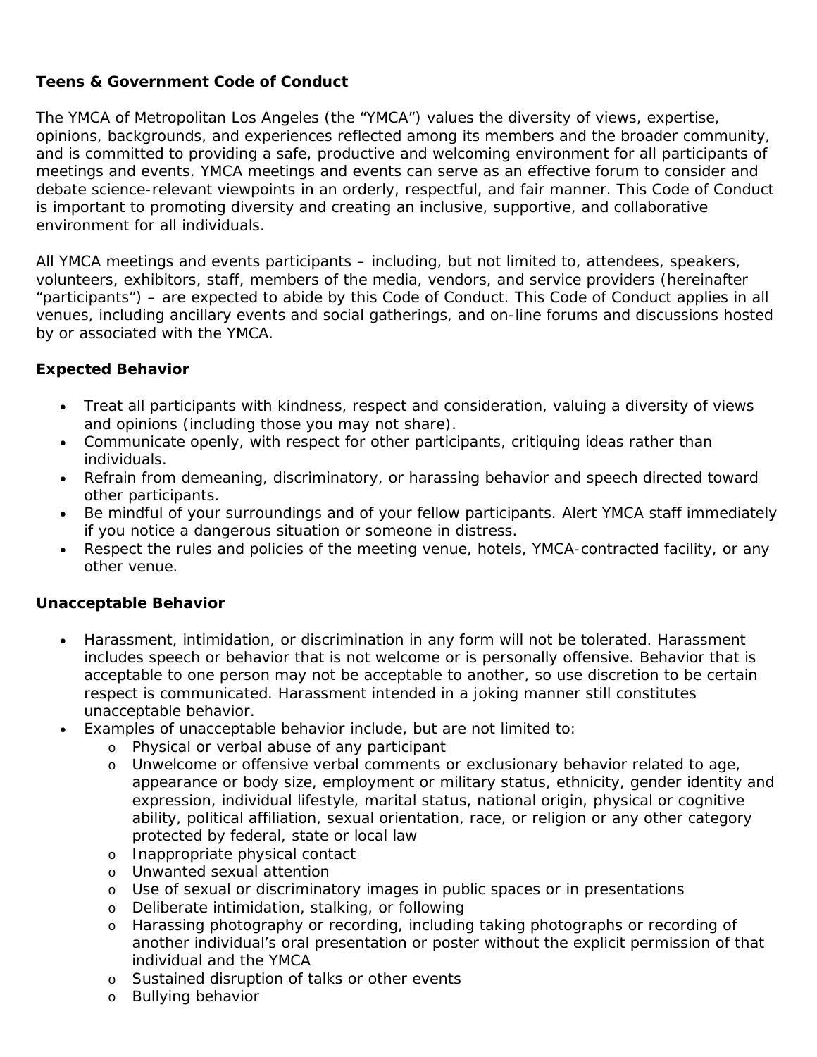**Teens & Government Code of Conduct**

The YMCA of Metropolitan Los Angeles (the "YMCA") values the diversity of views, expertise, opinions, backgrounds, and experiences reflected among its members and the broader community, and is committed to providing a safe, productive and welcoming environment for all participants of meetings and events. YMCA meetings and events can serve as an effective forum to consider and debate science-relevant viewpoints in an orderly, respectful, and fair manner. This Code of Conduct is important to promoting diversity and creating an inclusive, supportive, and collaborative environment for all individuals.

All YMCA meetings and events participants – including, but not limited to, attendees, speakers, volunteers, exhibitors, staff, members of the media, vendors, and service providers (hereinafter "participants") – are expected to abide by this Code of Conduct. This Code of Conduct applies in all venues, including ancillary events and social gatherings, and on-line forums and discussions hosted by or associated with the YMCA.

**Expected Behavior**

- Treat all participants with kindness, respect and consideration, valuing a diversity of views and opinions (including those you may not share).
- Communicate openly, with respect for other participants, critiquing ideas rather than individuals.
- Refrain from demeaning, discriminatory, or harassing behavior and speech directed toward other participants.
- Be mindful of your surroundings and of your fellow participants. Alert YMCA staff immediately if you notice a dangerous situation or someone in distress.
- Respect the rules and policies of the meeting venue, hotels, YMCA-contracted facility, or any other venue.

**Unacceptable Behavior**

- Harassment, intimidation, or discrimination in any form will not be tolerated. Harassment includes speech or behavior that is not welcome or is personally offensive. Behavior that is acceptable to one person may not be acceptable to another, so use discretion to be certain respect is communicated. Harassment intended in a joking manner still constitutes unacceptable behavior.
- Examples of unacceptable behavior include, but are not limited to:
  - Physical or verbal abuse of any participant
  - Unwelcome or offensive verbal comments or exclusionary behavior related to age, appearance or body size, employment or military status, ethnicity, gender identity and expression, individual lifestyle, marital status, national origin, physical or cognitive ability, political affiliation, sexual orientation, race, or religion or any other category protected by federal, state or local law
  - Inappropriate physical contact
  - Unwanted sexual attention
  - Use of sexual or discriminatory images in public spaces or in presentations
  - Deliberate intimidation, stalking, or following
  - Harassing photography or recording, including taking photographs or recording of another individual's oral presentation or poster without the explicit permission of that individual and the YMCA
  - Sustained disruption of talks or other events
  - Bullying behavior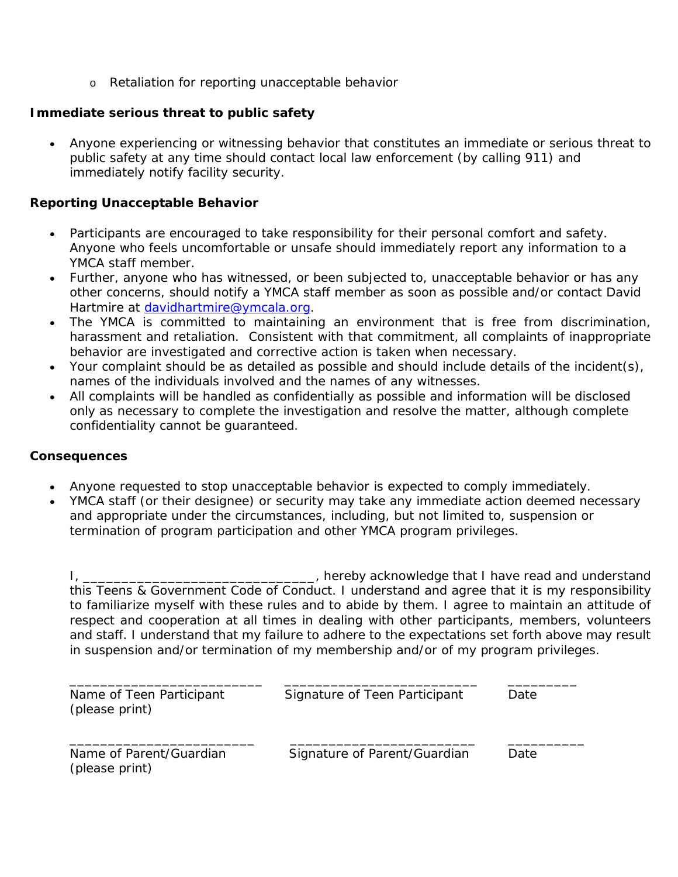- Retaliation for reporting unacceptable behavior

**Immediate serious threat to public safety**

- Anyone experiencing or witnessing behavior that constitutes an immediate or serious threat to public safety at any time should contact local law enforcement (by calling 911) and immediately notify facility security.

**Reporting Unacceptable Behavior**

- Participants are encouraged to take responsibility for their personal comfort and safety. Anyone who feels uncomfortable or unsafe should immediately report any information to a YMCA staff member.
- Further, anyone who has witnessed, or been subjected to, unacceptable behavior or has any other concerns, should notify a YMCA staff member as soon as possible and/or contact David Hartmire at [davidhartmire@ymcala.org](mailto:davidhartmire@ymcala.org).
- The YMCA is committed to maintaining an environment that is free from discrimination, harassment and retaliation. Consistent with that commitment, all complaints of inappropriate behavior are investigated and corrective action is taken when necessary.
- Your complaint should be as detailed as possible and should include details of the incident(s), names of the individuals involved and the names of any witnesses.
- All complaints will be handled as confidentially as possible and information will be disclosed only as necessary to complete the investigation and resolve the matter, although complete confidentiality cannot be guaranteed.

**Consequences**

- Anyone requested to stop unacceptable behavior is expected to comply immediately.
- YMCA staff (or their designee) or security may take any immediate action deemed necessary and appropriate under the circumstances, including, but not limited to, suspension or termination of program participation and other YMCA program privileges.

I, ______________________________, hereby acknowledge that I have read and understand this Teens & Government Code of Conduct. I understand and agree that it is my responsibility to familiarize myself with these rules and to abide by them. I agree to maintain an attitude of respect and cooperation at all times in dealing with other participants, members, volunteers and staff. I understand that my failure to adhere to the expectations set forth above may result in suspension and/or termination of my membership and/or of my program privileges.

| | | |
|---|---|---|
| _________________________ | _________________________ | _________ |
| Name of Teen Participant (please print) | Signature of Teen Participant | Date |
| _________________________ | _________________________ | __________ |
| Name of Parent/Guardian (please print) | Signature of Parent/Guardian | Date |